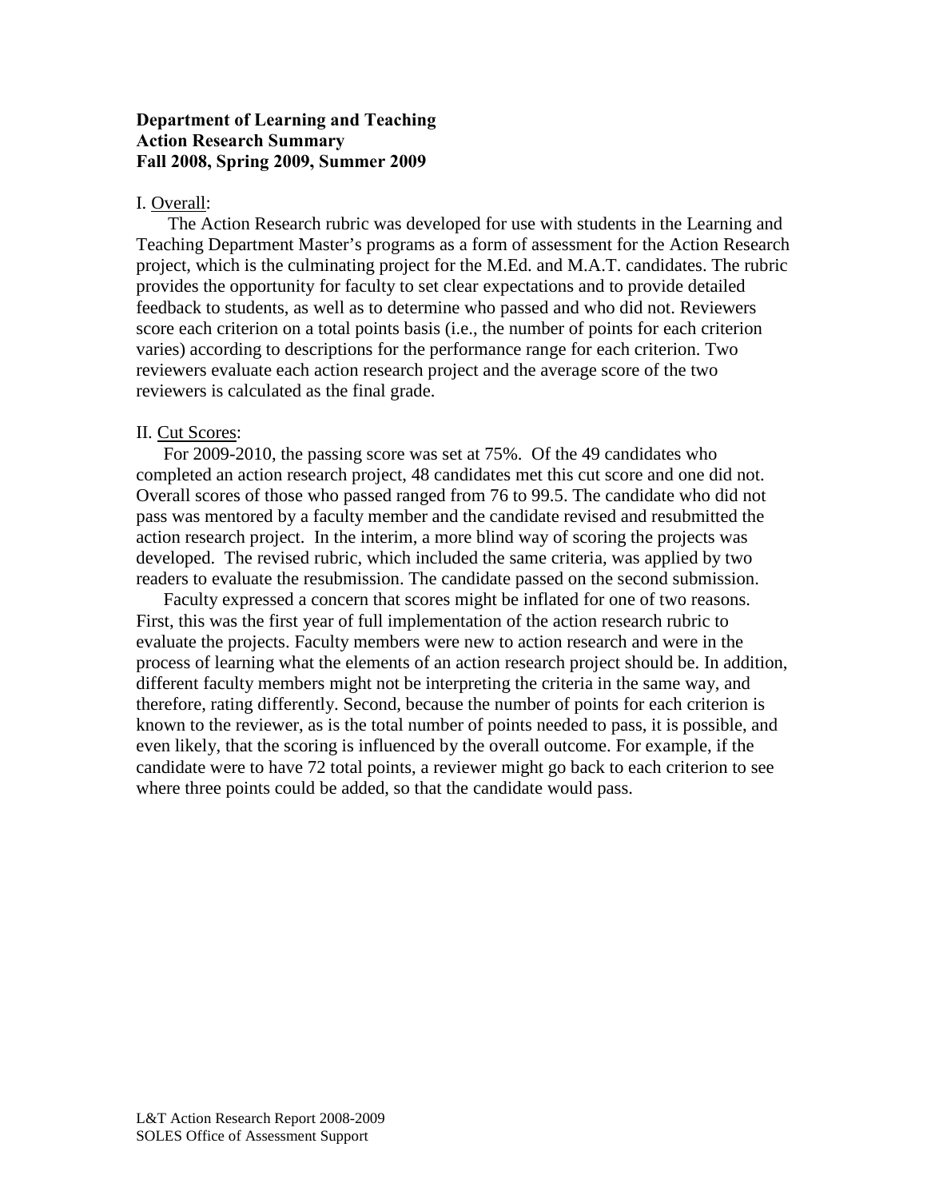**Department of Learning and Teaching**
**Action Research Summary**
**Fall 2008, Spring 2009, Summer 2009**

I. Overall:

The Action Research rubric was developed for use with students in the Learning and Teaching Department Master's programs as a form of assessment for the Action Research project, which is the culminating project for the M.Ed. and M.A.T. candidates. The rubric provides the opportunity for faculty to set clear expectations and to provide detailed feedback to students, as well as to determine who passed and who did not. Reviewers score each criterion on a total points basis (i.e., the number of points for each criterion varies) according to descriptions for the performance range for each criterion. Two reviewers evaluate each action research project and the average score of the two reviewers is calculated as the final grade.

II. Cut Scores:

For 2009-2010, the passing score was set at 75%. Of the 49 candidates who completed an action research project, 48 candidates met this cut score and one did not. Overall scores of those who passed ranged from 76 to 99.5. The candidate who did not pass was mentored by a faculty member and the candidate revised and resubmitted the action research project. In the interim, a more blind way of scoring the projects was developed. The revised rubric, which included the same criteria, was applied by two readers to evaluate the resubmission. The candidate passed on the second submission.

Faculty expressed a concern that scores might be inflated for one of two reasons. First, this was the first year of full implementation of the action research rubric to evaluate the projects. Faculty members were new to action research and were in the process of learning what the elements of an action research project should be. In addition, different faculty members might not be interpreting the criteria in the same way, and therefore, rating differently. Second, because the number of points for each criterion is known to the reviewer, as is the total number of points needed to pass, it is possible, and even likely, that the scoring is influenced by the overall outcome. For example, if the candidate were to have 72 total points, a reviewer might go back to each criterion to see where three points could be added, so that the candidate would pass.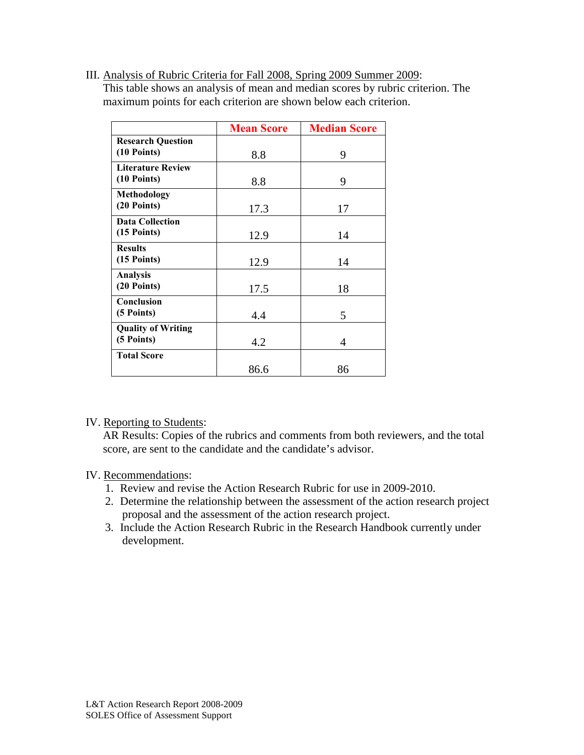III. Analysis of Rubric Criteria for Fall 2008, Spring 2009 Summer 2009:

This table shows an analysis of mean and median scores by rubric criterion. The maximum points for each criterion are shown below each criterion.

| | Mean Score | Median Score |
|---|---|---|
| **Research Question (10 Points)** | 8.8 | 9 |
| **Literature Review (10 Points)** | 8.8 | 9 |
| **Methodology (20 Points)** | 17.3 | 17 |
| **Data Collection (15 Points)** | 12.9 | 14 |
| **Results (15 Points)** | 12.9 | 14 |
| **Analysis (20 Points)** | 17.5 | 18 |
| **Conclusion (5 Points)** | 4.4 | 5 |
| **Quality of Writing (5 Points)** | 4.2 | 4 |
| **Total Score** | 86.6 | 86 |

IV. Reporting to Students:

AR Results: Copies of the rubrics and comments from both reviewers, and the total score, are sent to the candidate and the candidate's advisor.

IV. Recommendations:

1. Review and revise the Action Research Rubric for use in 2009-2010.
2. Determine the relationship between the assessment of the action research project proposal and the assessment of the action research project.
3. Include the Action Research Rubric in the Research Handbook currently under development.